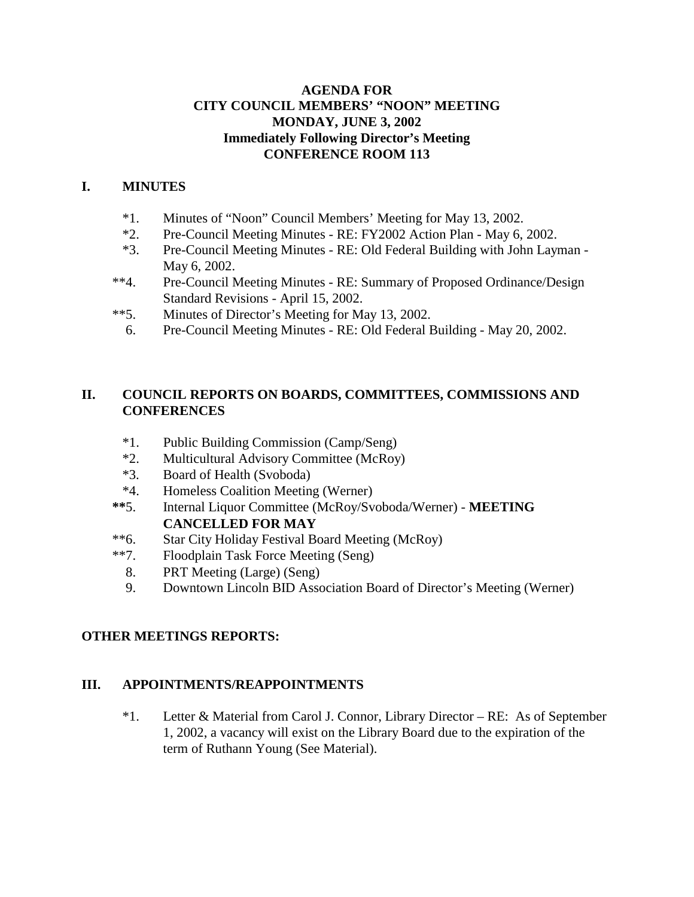**AGENDA FOR**
**CITY COUNCIL MEMBERS' "NOON" MEETING**
**MONDAY, JUNE 3, 2002**
**Immediately Following Director's Meeting**
**CONFERENCE ROOM 113**

## I. MINUTES

*1. Minutes of "Noon" Council Members' Meeting for May 13, 2002.
*2. Pre-Council Meeting Minutes - RE: FY2002 Action Plan - May 6, 2002.
*3. Pre-Council Meeting Minutes - RE: Old Federal Building with John Layman - May 6, 2002.
**4. Pre-Council Meeting Minutes - RE: Summary of Proposed Ordinance/Design Standard Revisions - April 15, 2002.
**5. Minutes of Director's Meeting for May 13, 2002.
6. Pre-Council Meeting Minutes - RE: Old Federal Building - May 20, 2002.

## II. COUNCIL REPORTS ON BOARDS, COMMITTEES, COMMISSIONS AND CONFERENCES

*1. Public Building Commission (Camp/Seng)
*2. Multicultural Advisory Committee (McRoy)
*3. Board of Health (Svoboda)
*4. Homeless Coalition Meeting (Werner)
**5. Internal Liquor Committee (McRoy/Svoboda/Werner) - **MEETING CANCELLED FOR MAY**
**6. Star City Holiday Festival Board Meeting (McRoy)
**7. Floodplain Task Force Meeting (Seng)
8. PRT Meeting (Large) (Seng)
9. Downtown Lincoln BID Association Board of Director's Meeting (Werner)

## OTHER MEETINGS REPORTS:

## III. APPOINTMENTS/REAPPOINTMENTS

*1. Letter & Material from Carol J. Connor, Library Director – RE: As of September 1, 2002, a vacancy will exist on the Library Board due to the expiration of the term of Ruthann Young (See Material).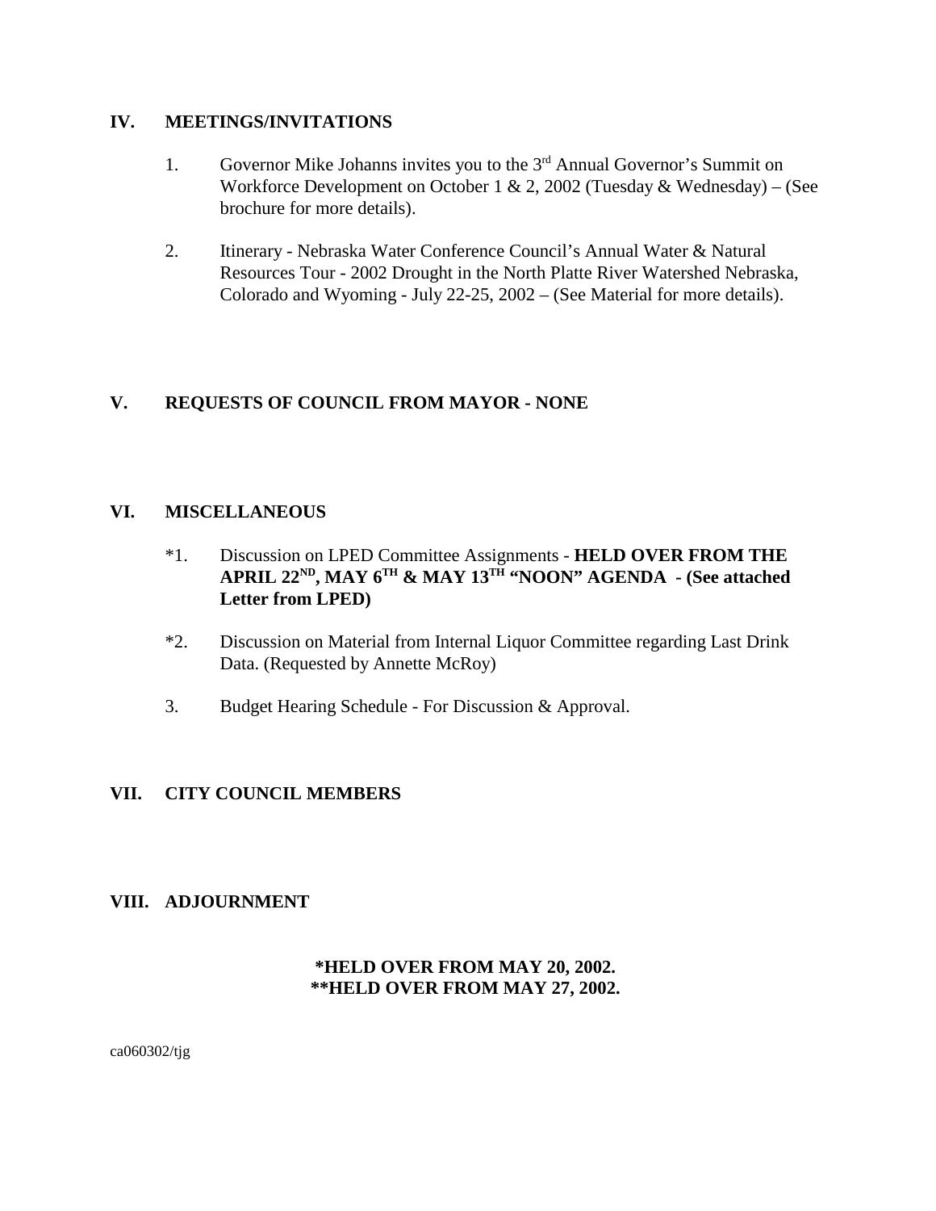## IV. MEETINGS/INVITATIONS

1. Governor Mike Johanns invites you to the 3rd Annual Governor's Summit on Workforce Development on October 1 & 2, 2002 (Tuesday & Wednesday) – (See brochure for more details).

2. Itinerary - Nebraska Water Conference Council's Annual Water & Natural Resources Tour - 2002 Drought in the North Platte River Watershed Nebraska, Colorado and Wyoming - July 22-25, 2002 – (See Material for more details).

## V. REQUESTS OF COUNCIL FROM MAYOR - NONE

## VI. MISCELLANEOUS

*1. Discussion on LPED Committee Assignments - **HELD OVER FROM THE APRIL 22ND, MAY 6TH & MAY 13TH "NOON" AGENDA - (See attached Letter from LPED)**

*2. Discussion on Material from Internal Liquor Committee regarding Last Drink Data. (Requested by Annette McRoy)

3. Budget Hearing Schedule - For Discussion & Approval.

## VII. CITY COUNCIL MEMBERS

## VIII. ADJOURNMENT

**\*HELD OVER FROM MAY 20, 2002.**
**\*\*HELD OVER FROM MAY 27, 2002.**

ca060302/tjg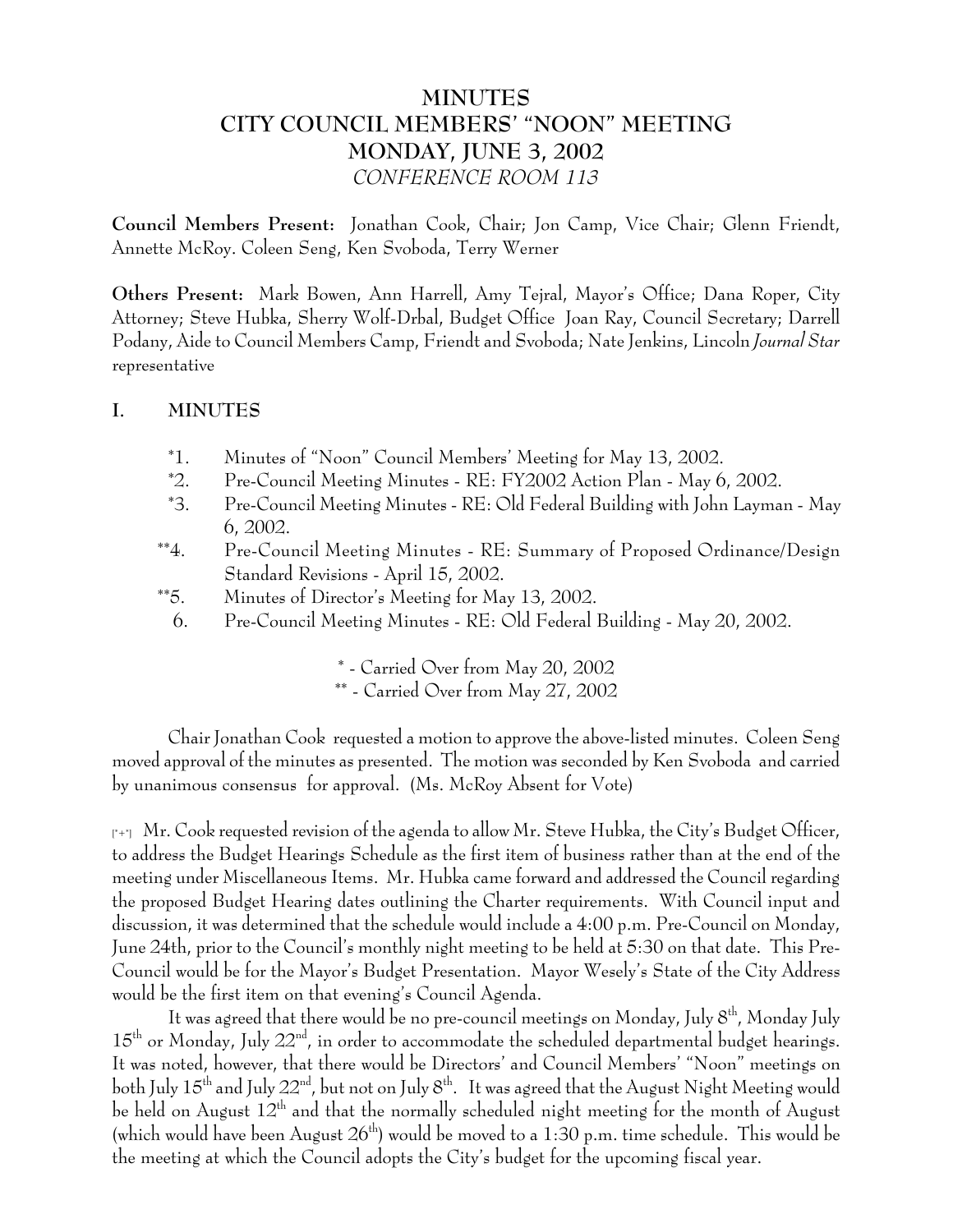# MINUTES
# CITY COUNCIL MEMBERS' "NOON" MEETING
# MONDAY, JUNE 3, 2002
*CONFERENCE ROOM 113*

**Council Members Present:** Jonathan Cook, Chair; Jon Camp, Vice Chair; Glenn Friendt, Annette McRoy. Coleen Seng, Ken Svoboda, Terry Werner

**Others Present:** Mark Bowen, Ann Harrell, Amy Tejral, Mayor's Office; Dana Roper, City Attorney; Steve Hubka, Sherry Wolf-Drbal, Budget Office Joan Ray, Council Secretary; Darrell Podany, Aide to Council Members Camp, Friendt and Svoboda; Nate Jenkins, Lincoln *Journal Star* representative

## I. MINUTES

*1. Minutes of "Noon" Council Members' Meeting for May 13, 2002.
*2. Pre-Council Meeting Minutes - RE: FY2002 Action Plan - May 6, 2002.
*3. Pre-Council Meeting Minutes - RE: Old Federal Building with John Layman - May 6, 2002.
**4. Pre-Council Meeting Minutes - RE: Summary of Proposed Ordinance/Design Standard Revisions - April 15, 2002.
**5. Minutes of Director's Meeting for May 13, 2002.
6. Pre-Council Meeting Minutes - RE: Old Federal Building - May 20, 2002.

\* - Carried Over from May 20, 2002
\** - Carried Over from May 27, 2002

Chair Jonathan Cook requested a motion to approve the above-listed minutes. Coleen Seng moved approval of the minutes as presented. The motion was seconded by Ken Svoboda and carried by unanimous consensus for approval. (Ms. McRoy Absent for Vote)

[*+*] Mr. Cook requested revision of the agenda to allow Mr. Steve Hubka, the City's Budget Officer, to address the Budget Hearings Schedule as the first item of business rather than at the end of the meeting under Miscellaneous Items. Mr. Hubka came forward and addressed the Council regarding the proposed Budget Hearing dates outlining the Charter requirements. With Council input and discussion, it was determined that the schedule would include a 4:00 p.m. Pre-Council on Monday, June 24th, prior to the Council's monthly night meeting to be held at 5:30 on that date. This Pre-Council would be for the Mayor's Budget Presentation. Mayor Wesely's State of the City Address would be the first item on that evening's Council Agenda.

It was agreed that there would be no pre-council meetings on Monday, July 8th, Monday July 15th or Monday, July 22nd, in order to accommodate the scheduled departmental budget hearings. It was noted, however, that there would be Directors' and Council Members' "Noon" meetings on both July 15th and July 22nd, but not on July 8th. It was agreed that the August Night Meeting would be held on August 12th and that the normally scheduled night meeting for the month of August (which would have been August 26th) would be moved to a 1:30 p.m. time schedule. This would be the meeting at which the Council adopts the City's budget for the upcoming fiscal year.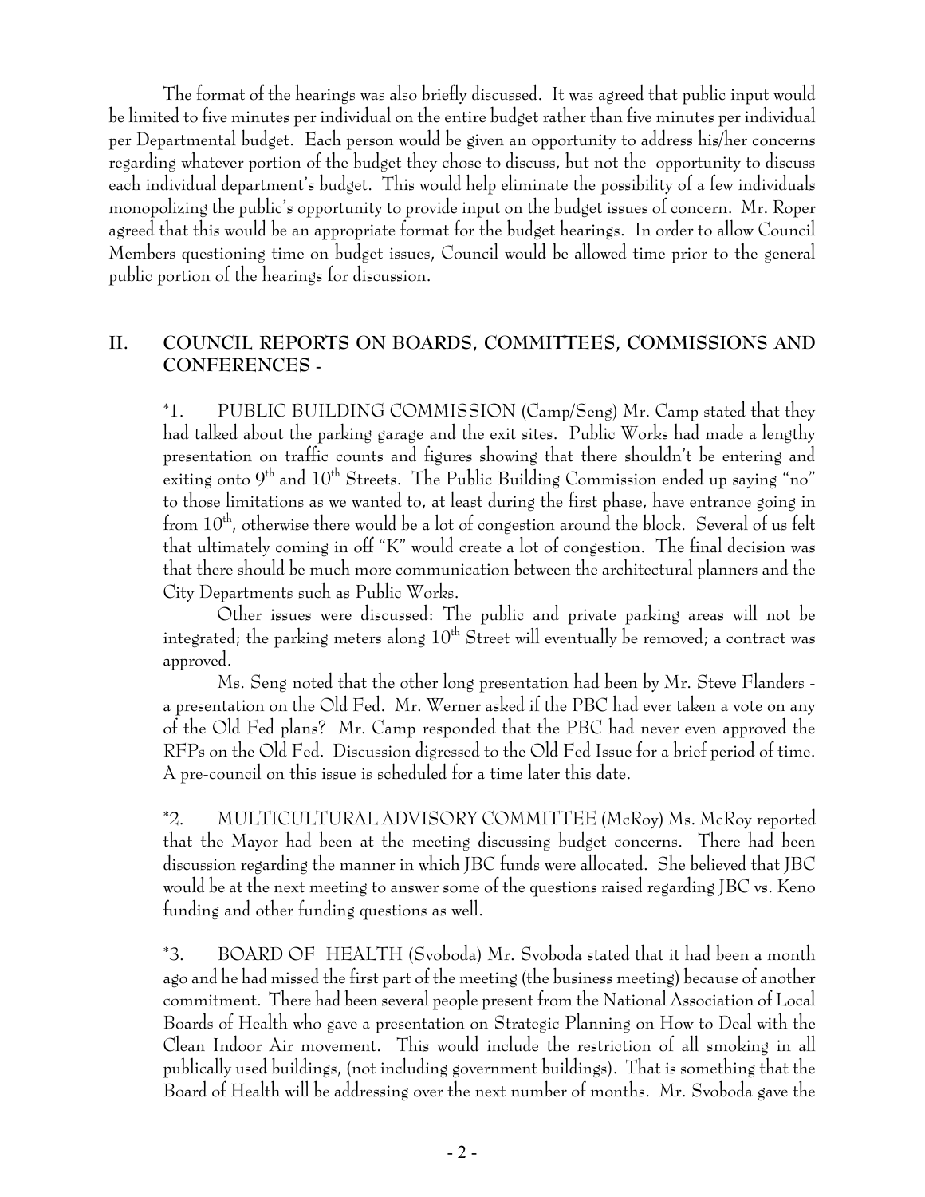The format of the hearings was also briefly discussed. It was agreed that public input would be limited to five minutes per individual on the entire budget rather than five minutes per individual per Departmental budget. Each person would be given an opportunity to address his/her concerns regarding whatever portion of the budget they chose to discuss, but not the opportunity to discuss each individual department's budget. This would help eliminate the possibility of a few individuals monopolizing the public's opportunity to provide input on the budget issues of concern. Mr. Roper agreed that this would be an appropriate format for the budget hearings. In order to allow Council Members questioning time on budget issues, Council would be allowed time prior to the general public portion of the hearings for discussion.

## II. COUNCIL REPORTS ON BOARDS, COMMITTEES, COMMISSIONS AND CONFERENCES -

*1. PUBLIC BUILDING COMMISSION (Camp/Seng) Mr. Camp stated that they had talked about the parking garage and the exit sites. Public Works had made a lengthy presentation on traffic counts and figures showing that there shouldn't be entering and exiting onto 9th and 10th Streets. The Public Building Commission ended up saying "no" to those limitations as we wanted to, at least during the first phase, have entrance going in from 10th, otherwise there would be a lot of congestion around the block. Several of us felt that ultimately coming in off "K" would create a lot of congestion. The final decision was that there should be much more communication between the architectural planners and the City Departments such as Public Works.

Other issues were discussed: The public and private parking areas will not be integrated; the parking meters along 10th Street will eventually be removed; a contract was approved.

Ms. Seng noted that the other long presentation had been by Mr. Steve Flanders - a presentation on the Old Fed. Mr. Werner asked if the PBC had ever taken a vote on any of the Old Fed plans? Mr. Camp responded that the PBC had never even approved the RFPs on the Old Fed. Discussion digressed to the Old Fed Issue for a brief period of time. A pre-council on this issue is scheduled for a time later this date.

*2. MULTICULTURAL ADVISORY COMMITTEE (McRoy) Ms. McRoy reported that the Mayor had been at the meeting discussing budget concerns. There had been discussion regarding the manner in which JBC funds were allocated. She believed that JBC would be at the next meeting to answer some of the questions raised regarding JBC vs. Keno funding and other funding questions as well.

*3. BOARD OF HEALTH (Svoboda) Mr. Svoboda stated that it had been a month ago and he had missed the first part of the meeting (the business meeting) because of another commitment. There had been several people present from the National Association of Local Boards of Health who gave a presentation on Strategic Planning on How to Deal with the Clean Indoor Air movement. This would include the restriction of all smoking in all publically used buildings, (not including government buildings). That is something that the Board of Health will be addressing over the next number of months. Mr. Svoboda gave the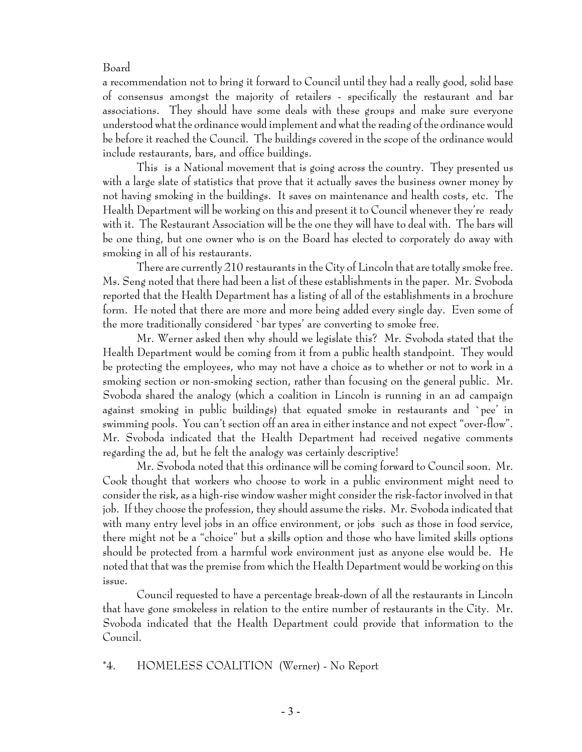Board

a recommendation not to bring it forward to Council until they had a really good, solid base of consensus amongst the majority of retailers - specifically the restaurant and bar associations. They should have some deals with these groups and make sure everyone understood what the ordinance would implement and what the reading of the ordinance would be before it reached the Council. The buildings covered in the scope of the ordinance would include restaurants, bars, and office buildings.

This is a National movement that is going across the country. They presented us with a large slate of statistics that prove that it actually saves the business owner money by not having smoking in the buildings. It saves on maintenance and health costs, etc. The Health Department will be working on this and present it to Council whenever they're ready with it. The Restaurant Association will be the one they will have to deal with. The bars will be one thing, but one owner who is on the Board has elected to corporately do away with smoking in all of his restaurants.

There are currently 210 restaurants in the City of Lincoln that are totally smoke free. Ms. Seng noted that there had been a list of these establishments in the paper. Mr. Svoboda reported that the Health Department has a listing of all of the establishments in a brochure form. He noted that there are more and more being added every single day. Even some of the more traditionally considered `bar types' are converting to smoke free.

Mr. Werner asked then why should we legislate this? Mr. Svoboda stated that the Health Department would be coming from it from a public health standpoint. They would be protecting the employees, who may not have a choice as to whether or not to work in a smoking section or non-smoking section, rather than focusing on the general public. Mr. Svoboda shared the analogy (which a coalition in Lincoln is running in an ad campaign against smoking in public buildings) that equated smoke in restaurants and `pee' in swimming pools. You can't section off an area in either instance and not expect "over-flow". Mr. Svoboda indicated that the Health Department had received negative comments regarding the ad, but he felt the analogy was certainly descriptive!

Mr. Svoboda noted that this ordinance will be coming forward to Council soon. Mr. Cook thought that workers who choose to work in a public environment might need to consider the risk, as a high-rise window washer might consider the risk-factor involved in that job. If they choose the profession, they should assume the risks. Mr. Svoboda indicated that with many entry level jobs in an office environment, or jobs such as those in food service, there might not be a "choice" but a skills option and those who have limited skills options should be protected from a harmful work environment just as anyone else would be. He noted that that was the premise from which the Health Department would be working on this issue.

Council requested to have a percentage break-down of all the restaurants in Lincoln that have gone smokeless in relation to the entire number of restaurants in the City. Mr. Svoboda indicated that the Health Department could provide that information to the Council.

*4. HOMELESS COALITION (Werner) - No Report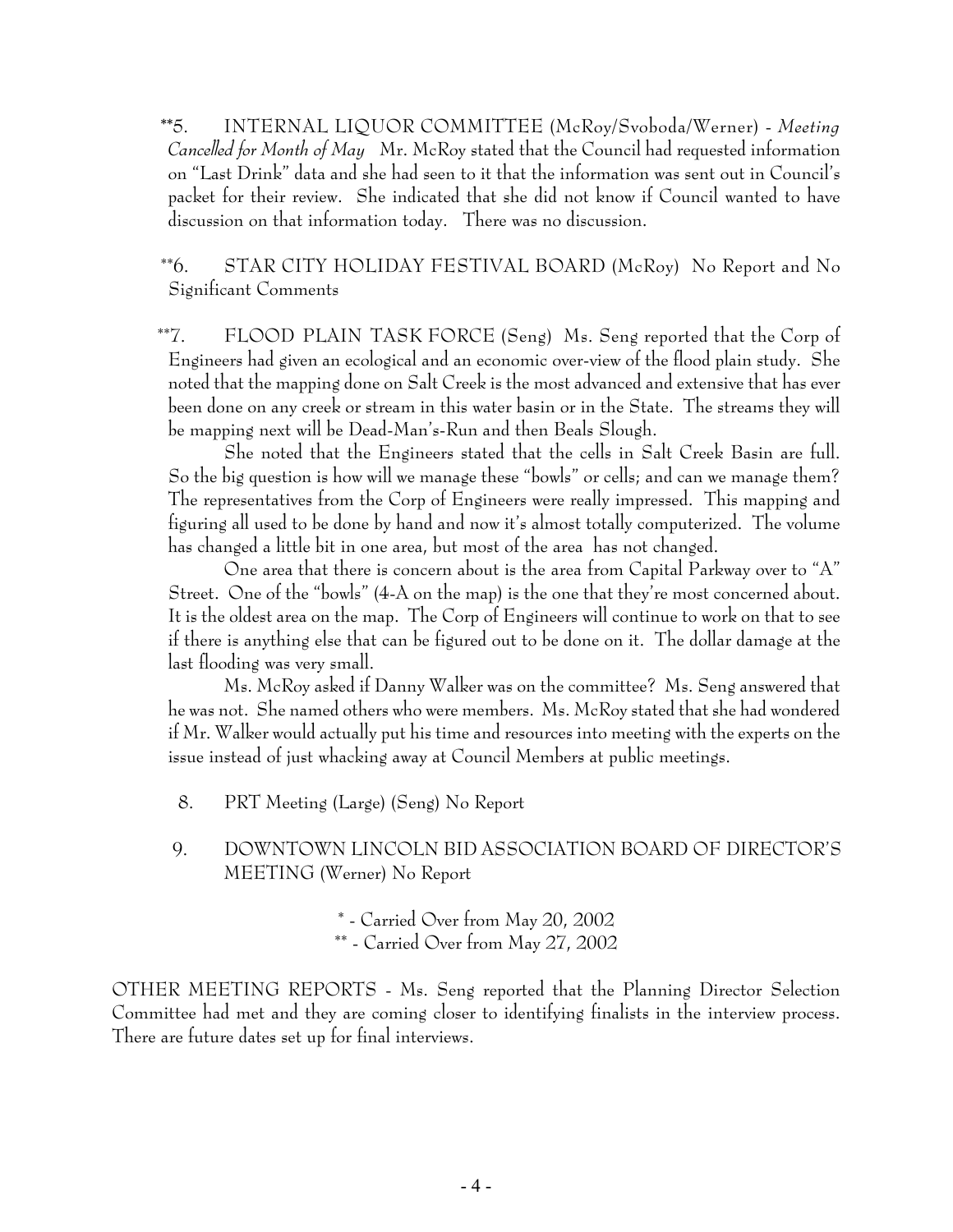**5. INTERNAL LIQUOR COMMITTEE (McRoy/Svoboda/Werner) - *Meeting Cancelled for Month of May* Mr. McRoy stated that the Council had requested information on "Last Drink" data and she had seen to it that the information was sent out in Council's packet for their review. She indicated that she did not know if Council wanted to have discussion on that information today. There was no discussion.

**6. STAR CITY HOLIDAY FESTIVAL BOARD (McRoy) No Report and No Significant Comments

**7. FLOOD PLAIN TASK FORCE (Seng) Ms. Seng reported that the Corp of Engineers had given an ecological and an economic over-view of the flood plain study. She noted that the mapping done on Salt Creek is the most advanced and extensive that has ever been done on any creek or stream in this water basin or in the State. The streams they will be mapping next will be Dead-Man's-Run and then Beals Slough.

She noted that the Engineers stated that the cells in Salt Creek Basin are full. So the big question is how will we manage these "bowls" or cells; and can we manage them? The representatives from the Corp of Engineers were really impressed. This mapping and figuring all used to be done by hand and now it's almost totally computerized. The volume has changed a little bit in one area, but most of the area has not changed.

One area that there is concern about is the area from Capital Parkway over to "A" Street. One of the "bowls" (4-A on the map) is the one that they're most concerned about. It is the oldest area on the map. The Corp of Engineers will continue to work on that to see if there is anything else that can be figured out to be done on it. The dollar damage at the last flooding was very small.

Ms. McRoy asked if Danny Walker was on the committee? Ms. Seng answered that he was not. She named others who were members. Ms. McRoy stated that she had wondered if Mr. Walker would actually put his time and resources into meeting with the experts on the issue instead of just whacking away at Council Members at public meetings.

8. PRT Meeting (Large) (Seng) No Report

9. DOWNTOWN LINCOLN BID ASSOCIATION BOARD OF DIRECTOR'S MEETING (Werner) No Report

\* - Carried Over from May 20, 2002
** - Carried Over from May 27, 2002

OTHER MEETING REPORTS - Ms. Seng reported that the Planning Director Selection Committee had met and they are coming closer to identifying finalists in the interview process. There are future dates set up for final interviews.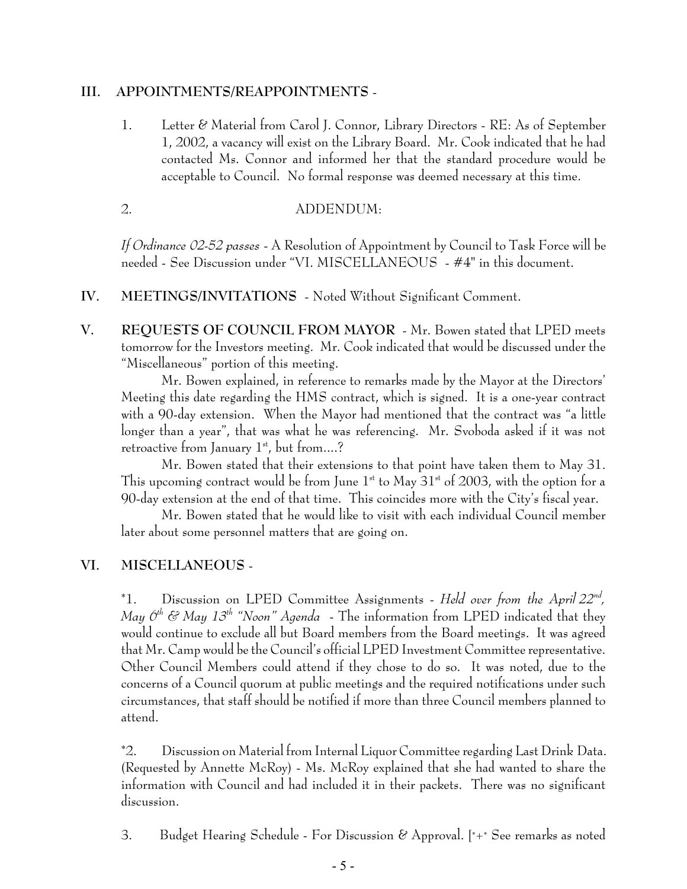## III. APPOINTMENTS/REAPPOINTMENTS -

1. Letter & Material from Carol J. Connor, Library Directors - RE: As of September 1, 2002, a vacancy will exist on the Library Board. Mr. Cook indicated that he had contacted Ms. Connor and informed her that the standard procedure would be acceptable to Council. No formal response was deemed necessary at this time.

2. ADDENDUM:

*If Ordinance 02-52 passes* - A Resolution of Appointment by Council to Task Force will be needed - See Discussion under "VI. MISCELLANEOUS - #4" in this document.

## IV. MEETINGS/INVITATIONS - Noted Without Significant Comment.

## V. REQUESTS OF COUNCIL FROM MAYOR - Mr. Bowen stated that LPED meets tomorrow for the Investors meeting. Mr. Cook indicated that would be discussed under the "Miscellaneous" portion of this meeting.

Mr. Bowen explained, in reference to remarks made by the Mayor at the Directors' Meeting this date regarding the HMS contract, which is signed. It is a one-year contract with a 90-day extension. When the Mayor had mentioned that the contract was "a little longer than a year", that was what he was referencing. Mr. Svoboda asked if it was not retroactive from January 1st, but from....?

Mr. Bowen stated that their extensions to that point have taken them to May 31. This upcoming contract would be from June 1st to May 31st of 2003, with the option for a 90-day extension at the end of that time. This coincides more with the City's fiscal year.

Mr. Bowen stated that he would like to visit with each individual Council member later about some personnel matters that are going on.

## VI. MISCELLANEOUS -

*1. Discussion on LPED Committee Assignments - *Held over from the April 22nd, May 6th & May 13th "Noon" Agenda* - The information from LPED indicated that they would continue to exclude all but Board members from the Board meetings. It was agreed that Mr. Camp would be the Council's official LPED Investment Committee representative. Other Council Members could attend if they chose to do so. It was noted, due to the concerns of a Council quorum at public meetings and the required notifications under such circumstances, that staff should be notified if more than three Council members planned to attend.

*2. Discussion on Material from Internal Liquor Committee regarding Last Drink Data. (Requested by Annette McRoy) - Ms. McRoy explained that she had wanted to share the information with Council and had included it in their packets. There was no significant discussion.

3. Budget Hearing Schedule - For Discussion & Approval. [*+* See remarks as noted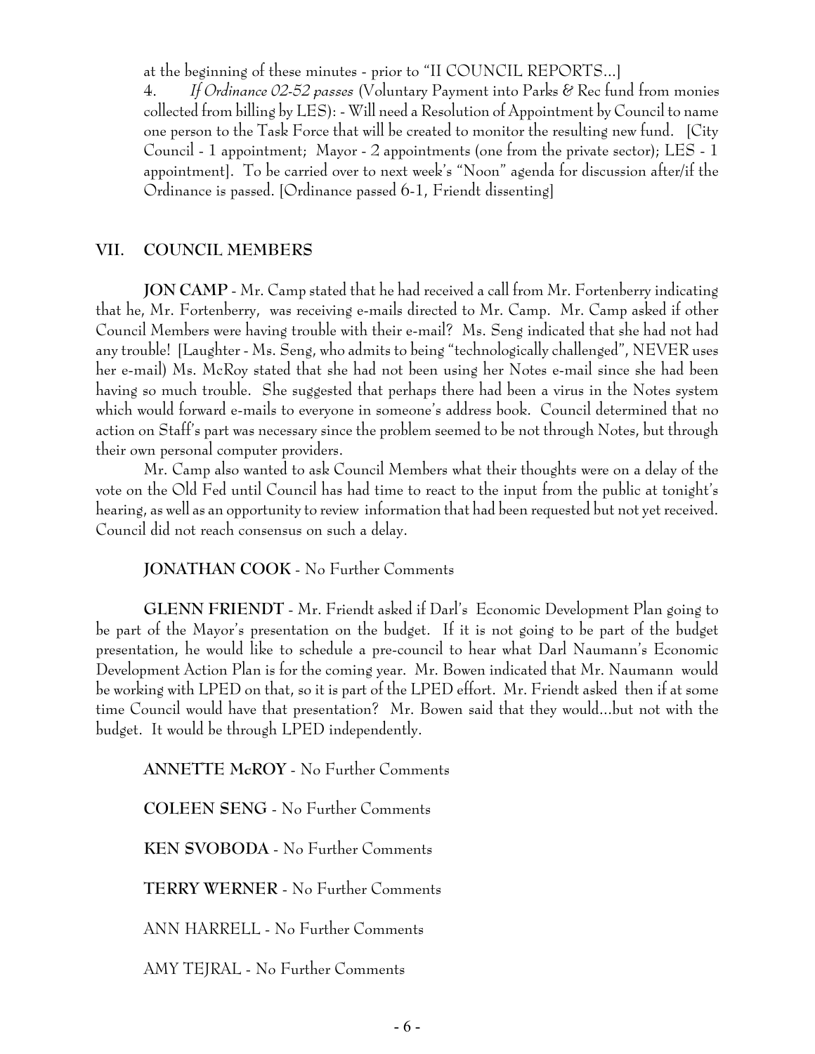at the beginning of these minutes - prior to "II COUNCIL REPORTS...]

4. *If Ordinance 02-52 passes* (Voluntary Payment into Parks & Rec fund from monies collected from billing by LES): - Will need a Resolution of Appointment by Council to name one person to the Task Force that will be created to monitor the resulting new fund. [City Council - 1 appointment; Mayor - 2 appointments (one from the private sector); LES - 1 appointment]. To be carried over to next week's "Noon" agenda for discussion after/if the Ordinance is passed. [Ordinance passed 6-1, Friendt dissenting]

## VII. COUNCIL MEMBERS

**JON CAMP** - Mr. Camp stated that he had received a call from Mr. Fortenberry indicating that he, Mr. Fortenberry, was receiving e-mails directed to Mr. Camp. Mr. Camp asked if other Council Members were having trouble with their e-mail? Ms. Seng indicated that she had not had any trouble! [Laughter - Ms. Seng, who admits to being "technologically challenged", NEVER uses her e-mail) Ms. McRoy stated that she had not been using her Notes e-mail since she had been having so much trouble. She suggested that perhaps there had been a virus in the Notes system which would forward e-mails to everyone in someone's address book. Council determined that no action on Staff's part was necessary since the problem seemed to be not through Notes, but through their own personal computer providers.

Mr. Camp also wanted to ask Council Members what their thoughts were on a delay of the vote on the Old Fed until Council has had time to react to the input from the public at tonight's hearing, as well as an opportunity to review information that had been requested but not yet received. Council did not reach consensus on such a delay.

**JONATHAN COOK** - No Further Comments

**GLENN FRIENDT** - Mr. Friendt asked if Darl's Economic Development Plan going to be part of the Mayor's presentation on the budget. If it is not going to be part of the budget presentation, he would like to schedule a pre-council to hear what Darl Naumann's Economic Development Action Plan is for the coming year. Mr. Bowen indicated that Mr. Naumann would be working with LPED on that, so it is part of the LPED effort. Mr. Friendt asked then if at some time Council would have that presentation? Mr. Bowen said that they would...but not with the budget. It would be through LPED independently.

**ANNETTE McROY** - No Further Comments

**COLEEN SENG** - No Further Comments

**KEN SVOBODA** - No Further Comments

**TERRY WERNER** - No Further Comments

ANN HARRELL - No Further Comments

AMY TEJRAL - No Further Comments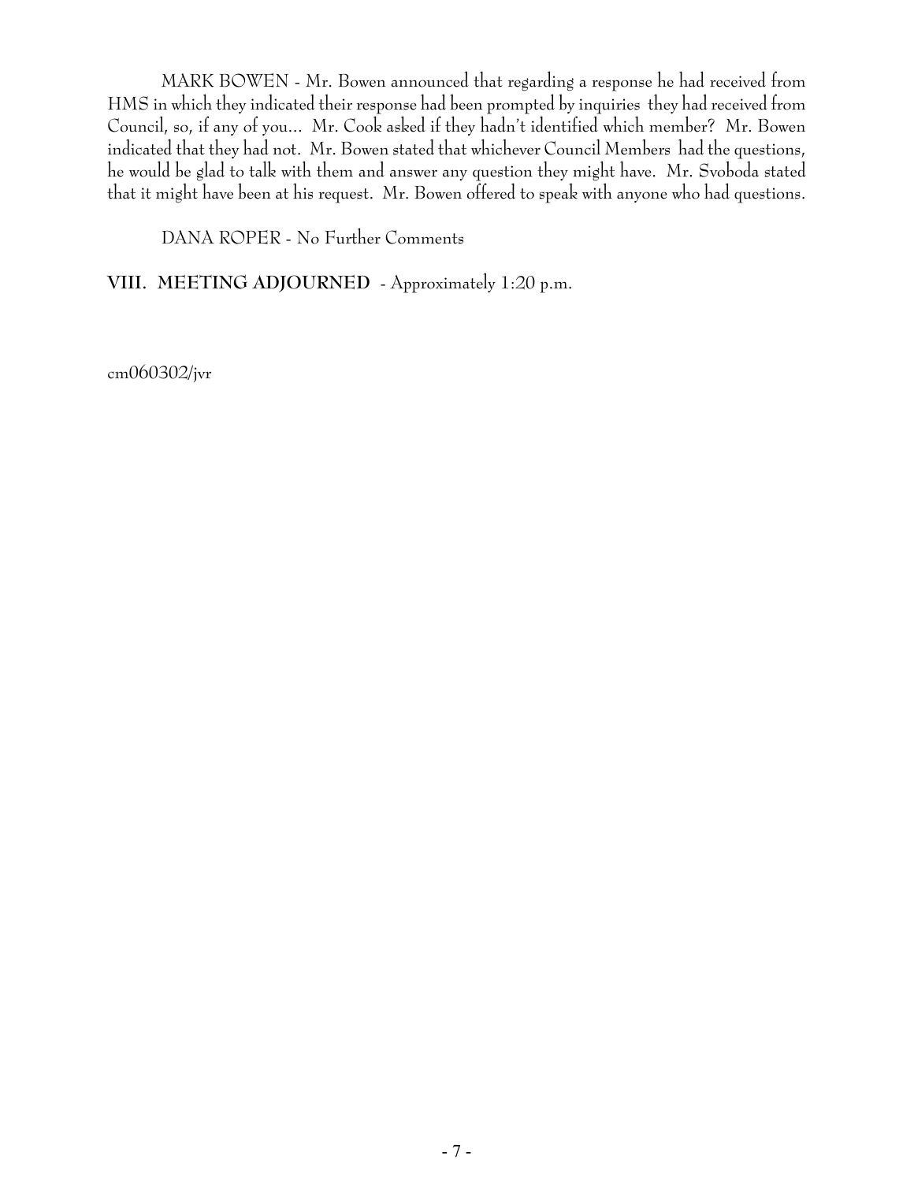MARK BOWEN - Mr. Bowen announced that regarding a response he had received from HMS in which they indicated their response had been prompted by inquiries they had received from Council, so, if any of you... Mr. Cook asked if they hadn't identified which member? Mr. Bowen indicated that they had not. Mr. Bowen stated that whichever Council Members had the questions, he would be glad to talk with them and answer any question they might have. Mr. Svoboda stated that it might have been at his request. Mr. Bowen offered to speak with anyone who had questions.

DANA ROPER - No Further Comments

**VIII. MEETING ADJOURNED** - Approximately 1:20 p.m.

cm060302/jvr